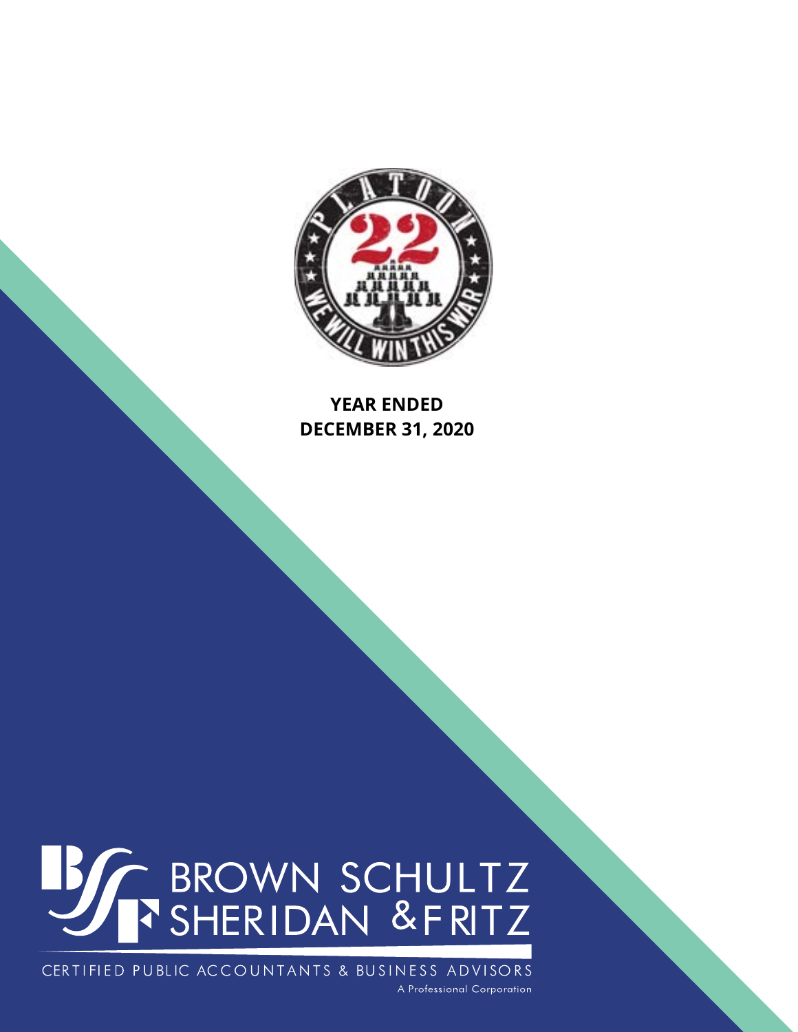**YEAR ENDED**
**DECEMBER 31, 2020**

BROWN SCHULTZ SHERIDAN & FRITZ

CERTIFIED PUBLIC ACCOUNTANTS & BUSINESS ADVISORS

A Professional Corporation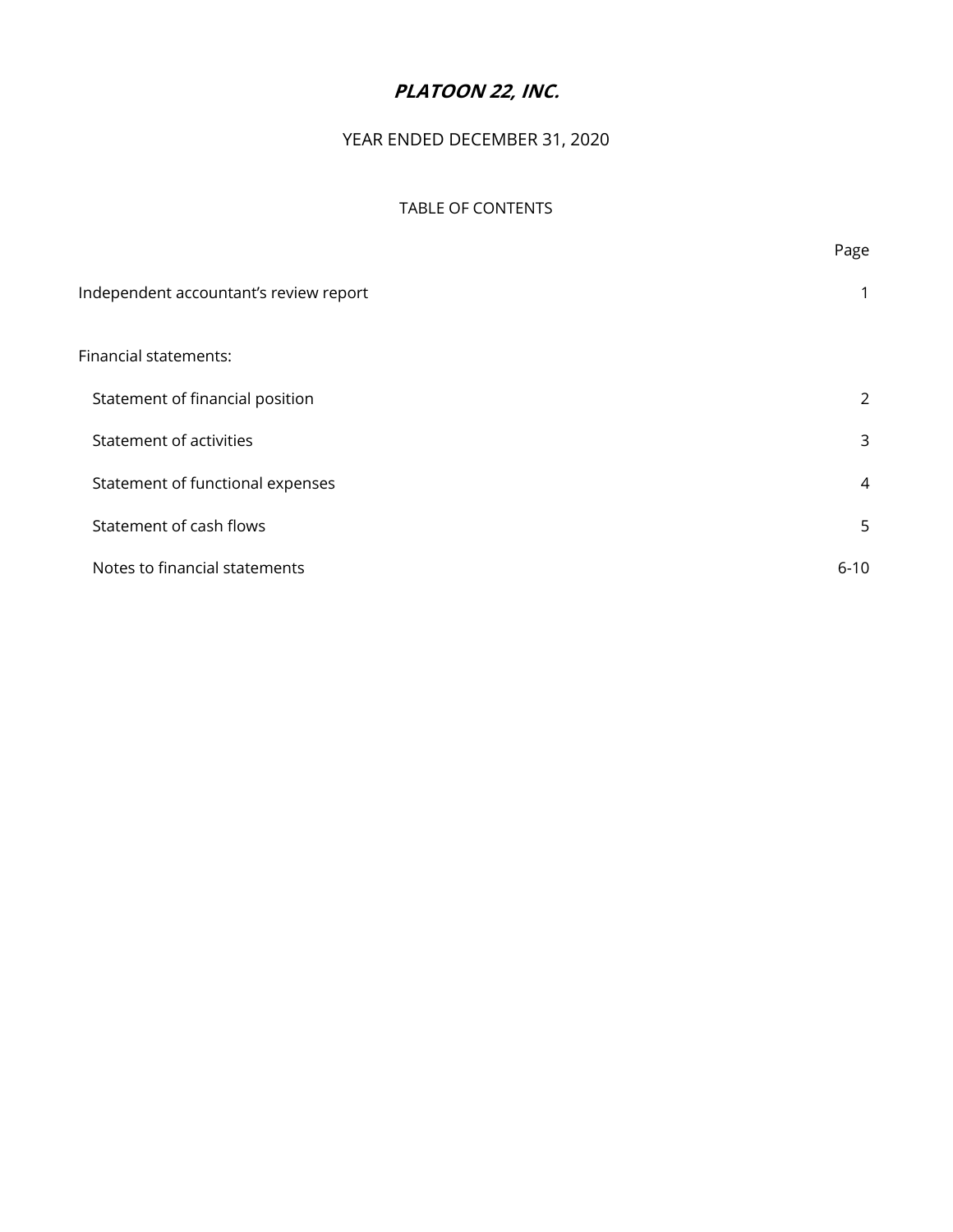# ***PLATOON 22, INC.***

YEAR ENDED DECEMBER 31, 2020

TABLE OF CONTENTS

| | Page |
|---|---|
| Independent accountant's review report | 1 |
| Financial statements: | |
| Statement of financial position | 2 |
| Statement of activities | 3 |
| Statement of functional expenses | 4 |
| Statement of cash flows | 5 |
| Notes to financial statements | 6-10 |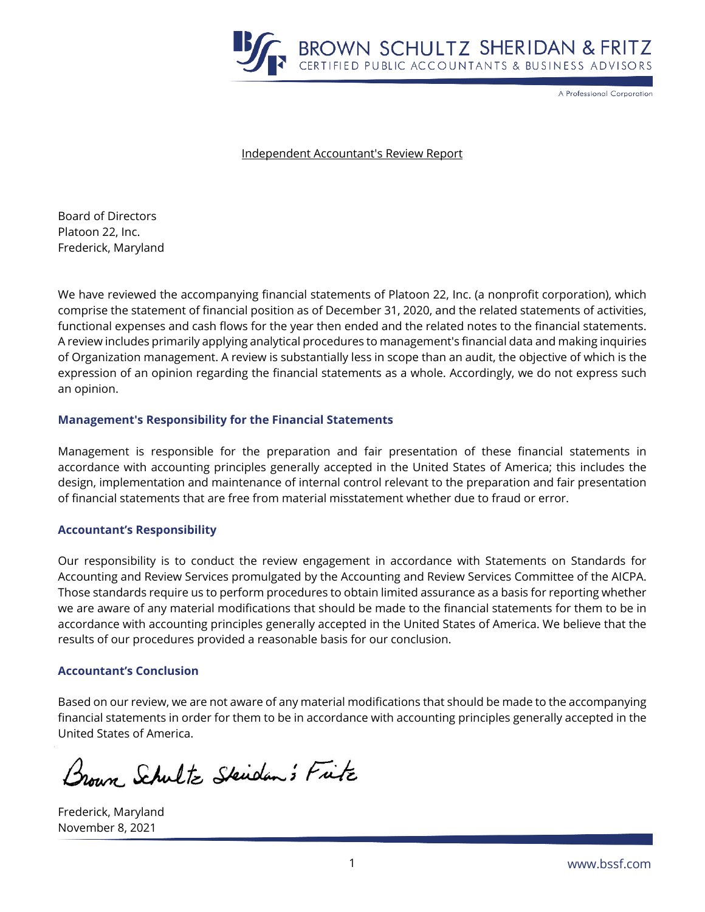BROWN SCHULTZ SHERIDAN & FRITZ
CERTIFIED PUBLIC ACCOUNTANTS & BUSINESS ADVISORS

A Professional Corporation

# Independent Accountant's Review Report

Board of Directors
Platoon 22, Inc.
Frederick, Maryland

We have reviewed the accompanying financial statements of Platoon 22, Inc. (a nonprofit corporation), which comprise the statement of financial position as of December 31, 2020, and the related statements of activities, functional expenses and cash flows for the year then ended and the related notes to the financial statements. A review includes primarily applying analytical procedures to management's financial data and making inquiries of Organization management. A review is substantially less in scope than an audit, the objective of which is the expression of an opinion regarding the financial statements as a whole. Accordingly, we do not express such an opinion.

## Management's Responsibility for the Financial Statements

Management is responsible for the preparation and fair presentation of these financial statements in accordance with accounting principles generally accepted in the United States of America; this includes the design, implementation and maintenance of internal control relevant to the preparation and fair presentation of financial statements that are free from material misstatement whether due to fraud or error.

## Accountant's Responsibility

Our responsibility is to conduct the review engagement in accordance with Statements on Standards for Accounting and Review Services promulgated by the Accounting and Review Services Committee of the AICPA. Those standards require us to perform procedures to obtain limited assurance as a basis for reporting whether we are aware of any material modifications that should be made to the financial statements for them to be in accordance with accounting principles generally accepted in the United States of America. We believe that the results of our procedures provided a reasonable basis for our conclusion.

## Accountant's Conclusion

Based on our review, we are not aware of any material modifications that should be made to the accompanying financial statements in order for them to be in accordance with accounting principles generally accepted in the United States of America.

Brown Schultz Sheridan & Fritz

Frederick, Maryland
November 8, 2021

www.bssf.com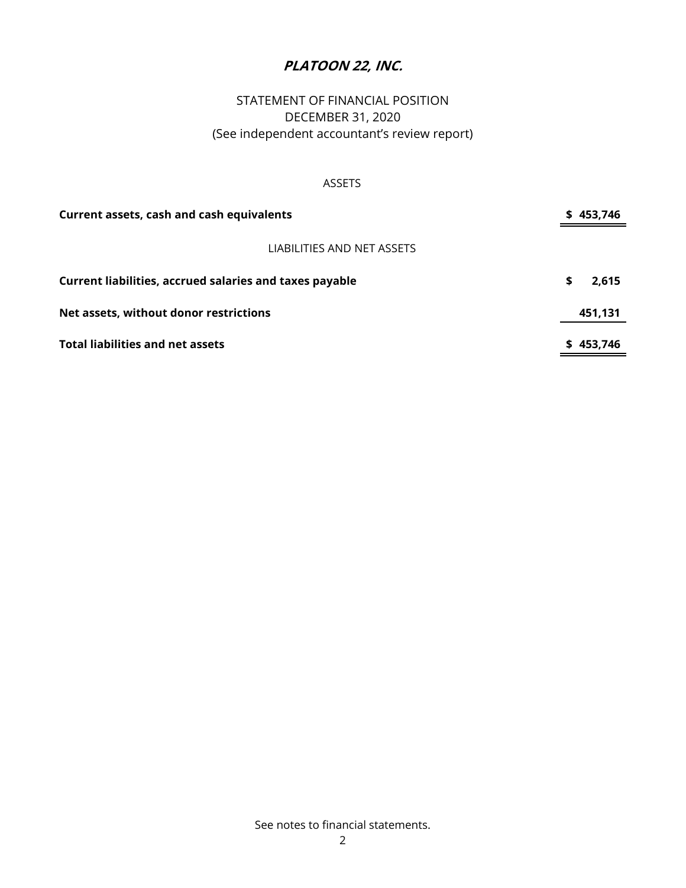# *PLATOON 22, INC.*

STATEMENT OF FINANCIAL POSITION
DECEMBER 31, 2020
(See independent accountant's review report)

ASSETS

| | |
|---|---|
| **Current assets, cash and cash equivalents** | **$ 453,746** |

LIABILITIES AND NET ASSETS

| | |
|---|---|
| **Current liabilities, accrued salaries and taxes payable** | **$ 2,615** |
| **Net assets, without donor restrictions** | **451,131** |
| **Total liabilities and net assets** | **$ 453,746** |

See notes to financial statements.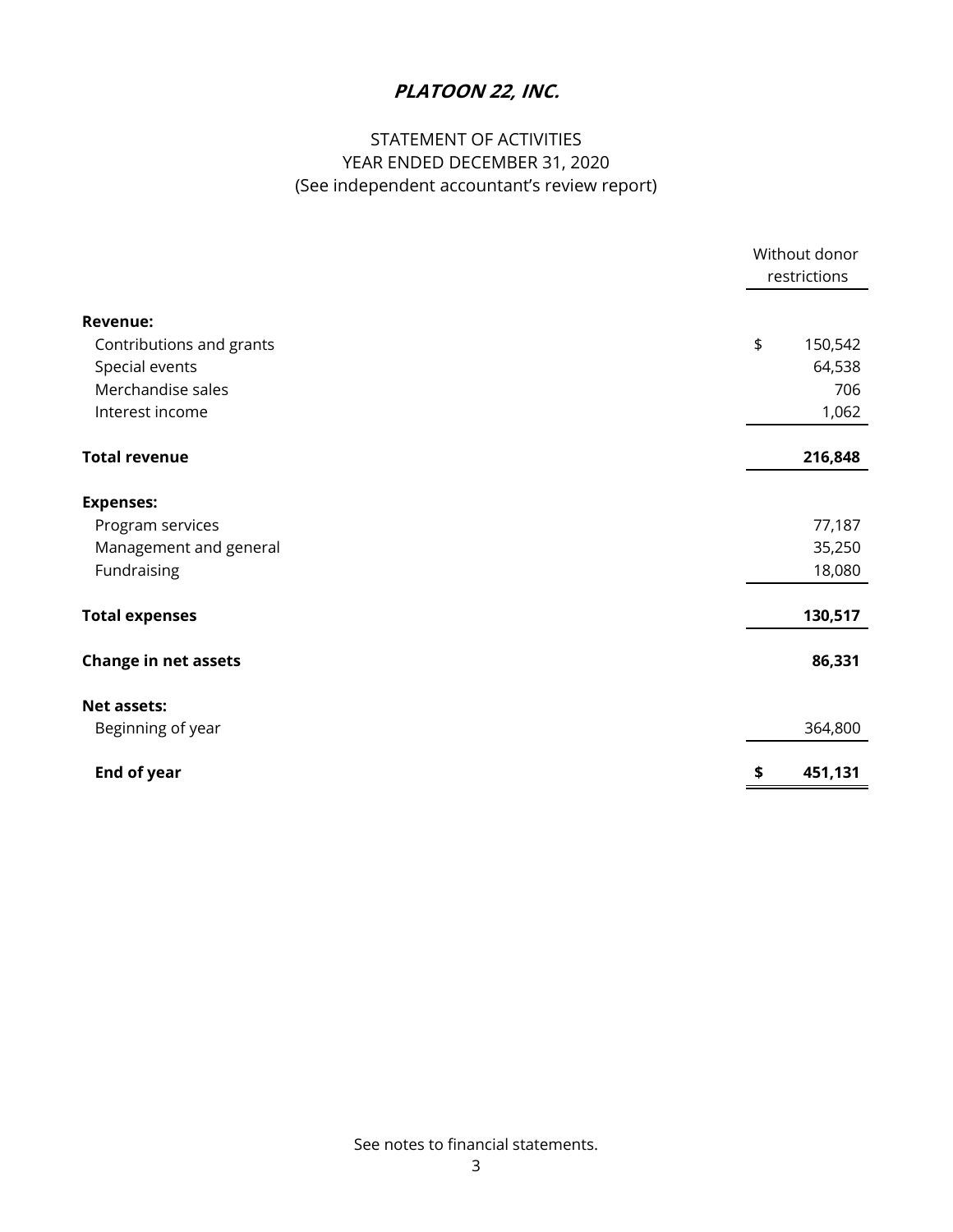# *PLATOON 22, INC.*

## STATEMENT OF ACTIVITIES
## YEAR ENDED DECEMBER 31, 2020
## (See independent accountant's review report)

| | Without donor restrictions |
|---|---|
| **Revenue:** | |
| Contributions and grants | $ 150,542 |
| Special events | 64,538 |
| Merchandise sales | 706 |
| Interest income | 1,062 |
| **Total revenue** | **216,848** |
| **Expenses:** | |
| Program services | 77,187 |
| Management and general | 35,250 |
| Fundraising | 18,080 |
| **Total expenses** | **130,517** |
| **Change in net assets** | **86,331** |
| **Net assets:** | |
| Beginning of year | 364,800 |
| **End of year** | **$ 451,131** |

See notes to financial statements.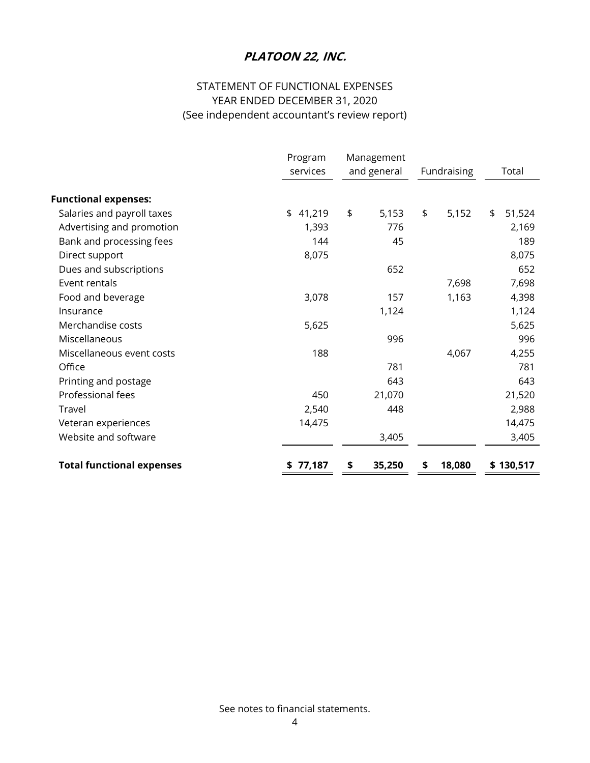# *PLATOON 22, INC.*

STATEMENT OF FUNCTIONAL EXPENSES
YEAR ENDED DECEMBER 31, 2020
(See independent accountant's review report)

| | Program services | Management and general | Fundraising | Total |
|---|---|---|---|---|
| **Functional expenses:** | | | | |
| Salaries and payroll taxes | $ 41,219 | $ 5,153 | $ 5,152 | $ 51,524 |
| Advertising and promotion | 1,393 | 776 | | 2,169 |
| Bank and processing fees | 144 | 45 | | 189 |
| Direct support | 8,075 | | | 8,075 |
| Dues and subscriptions | | 652 | | 652 |
| Event rentals | | | 7,698 | 7,698 |
| Food and beverage | 3,078 | 157 | 1,163 | 4,398 |
| Insurance | | 1,124 | | 1,124 |
| Merchandise costs | 5,625 | | | 5,625 |
| Miscellaneous | | 996 | | 996 |
| Miscellaneous event costs | 188 | | 4,067 | 4,255 |
| Office | | 781 | | 781 |
| Printing and postage | | 643 | | 643 |
| Professional fees | 450 | 21,070 | | 21,520 |
| Travel | 2,540 | 448 | | 2,988 |
| Veteran experiences | 14,475 | | | 14,475 |
| Website and software | | 3,405 | | 3,405 |
| **Total functional expenses** | **$ 77,187** | **$ 35,250** | **$ 18,080** | **$ 130,517** |

See notes to financial statements.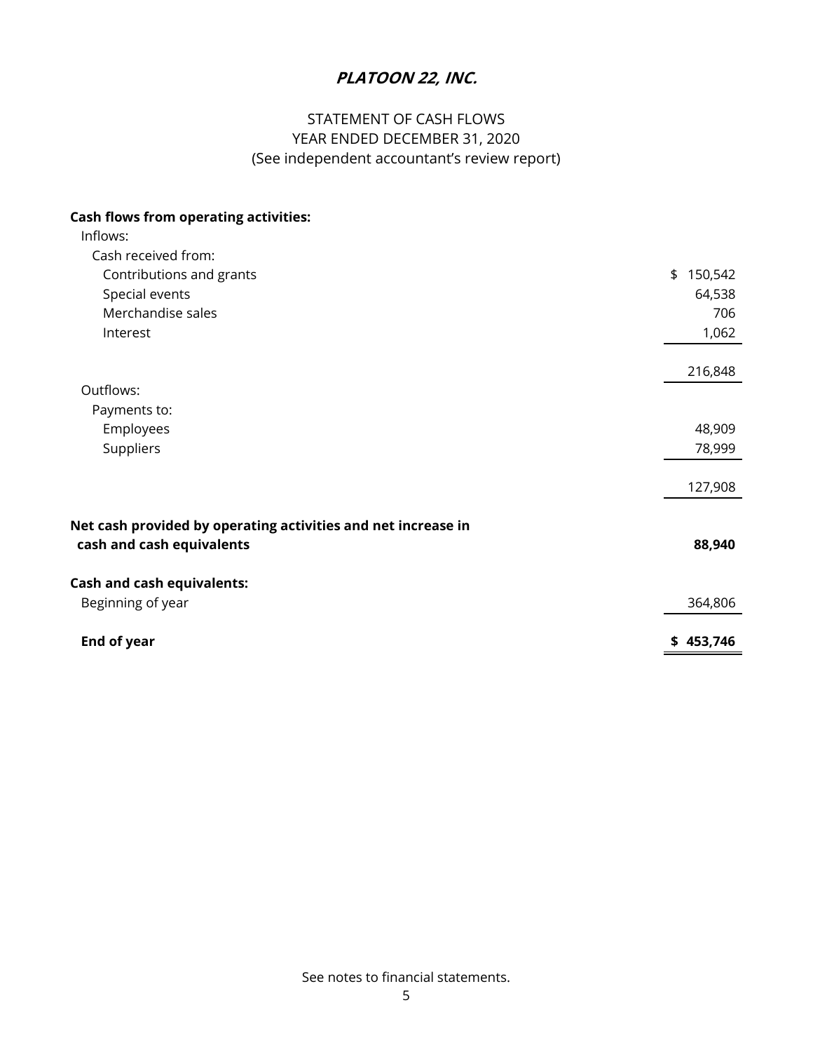# ***PLATOON 22, INC.***

STATEMENT OF CASH FLOWS
YEAR ENDED DECEMBER 31, 2020
(See independent accountant's review report)

| | |
|---|---|
| **Cash flows from operating activities:** | |
| Inflows: | |
| Cash received from: | |
| Contributions and grants | $ 150,542 |
| Special events | 64,538 |
| Merchandise sales | 706 |
| Interest | 1,062 |
| | 216,848 |
| Outflows: | |
| Payments to: | |
| Employees | 48,909 |
| Suppliers | 78,999 |
| | 127,908 |
| **Net cash provided by operating activities and net increase in cash and cash equivalents** | **88,940** |
| **Cash and cash equivalents:** | |
| Beginning of year | 364,806 |
| **End of year** | **$ 453,746** |

See notes to financial statements.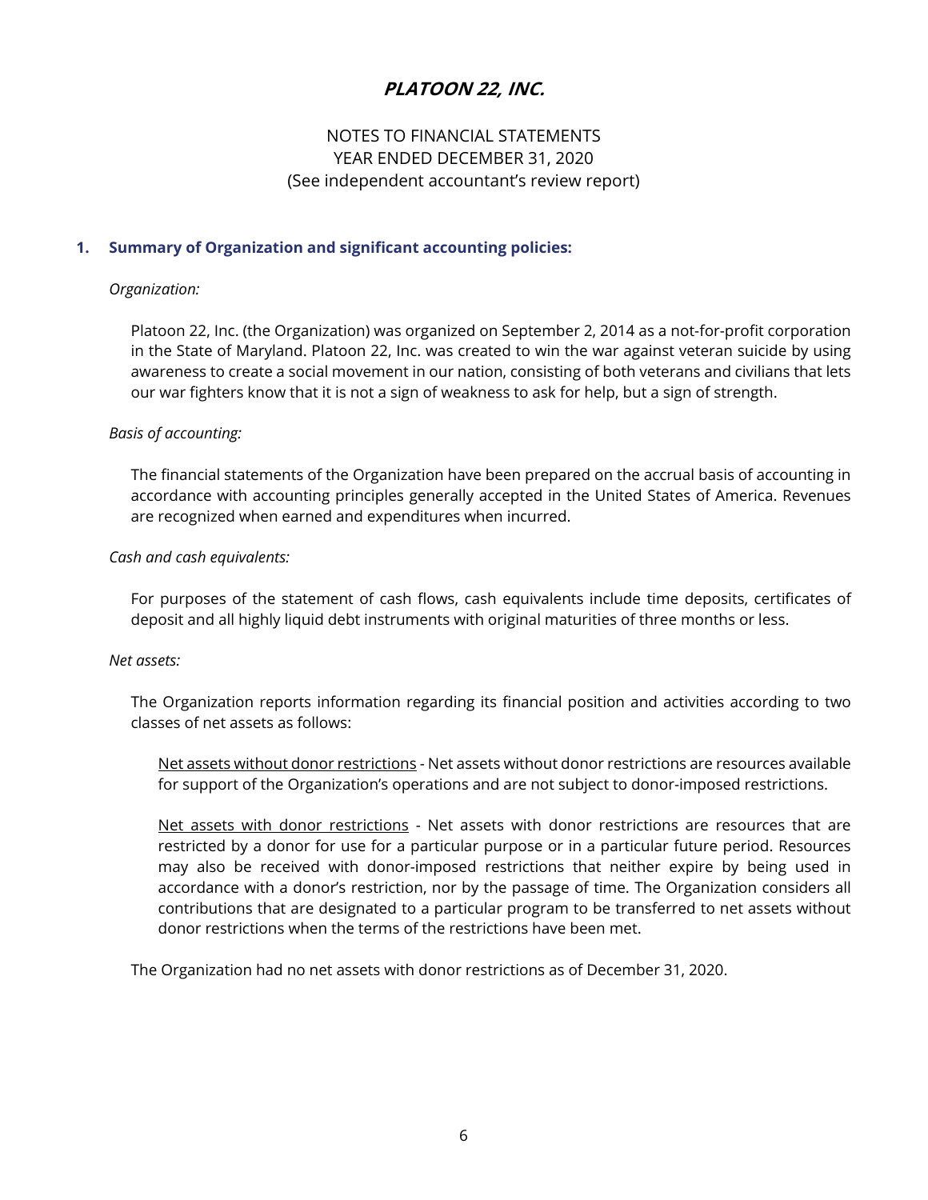# *PLATOON 22, INC.*

NOTES TO FINANCIAL STATEMENTS
YEAR ENDED DECEMBER 31, 2020
(See independent accountant's review report)

## 1. Summary of Organization and significant accounting policies:

*Organization:*

Platoon 22, Inc. (the Organization) was organized on September 2, 2014 as a not-for-profit corporation in the State of Maryland. Platoon 22, Inc. was created to win the war against veteran suicide by using awareness to create a social movement in our nation, consisting of both veterans and civilians that lets our war fighters know that it is not a sign of weakness to ask for help, but a sign of strength.

*Basis of accounting:*

The financial statements of the Organization have been prepared on the accrual basis of accounting in accordance with accounting principles generally accepted in the United States of America. Revenues are recognized when earned and expenditures when incurred.

*Cash and cash equivalents:*

For purposes of the statement of cash flows, cash equivalents include time deposits, certificates of deposit and all highly liquid debt instruments with original maturities of three months or less.

*Net assets:*

The Organization reports information regarding its financial position and activities according to two classes of net assets as follows:

<u>Net assets without donor restrictions</u> - Net assets without donor restrictions are resources available for support of the Organization's operations and are not subject to donor-imposed restrictions.

<u>Net assets with donor restrictions</u> - Net assets with donor restrictions are resources that are restricted by a donor for use for a particular purpose or in a particular future period. Resources may also be received with donor-imposed restrictions that neither expire by being used in accordance with a donor's restriction, nor by the passage of time. The Organization considers all contributions that are designated to a particular program to be transferred to net assets without donor restrictions when the terms of the restrictions have been met.

The Organization had no net assets with donor restrictions as of December 31, 2020.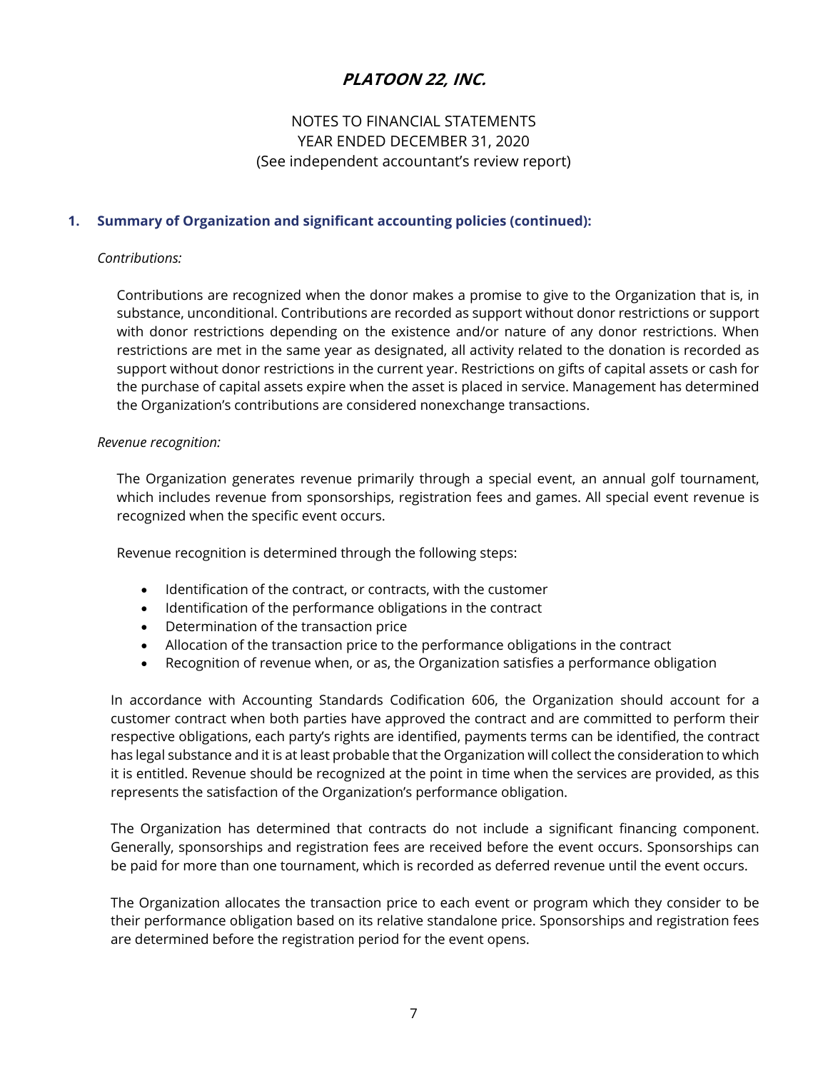# PLATOON 22, INC.

NOTES TO FINANCIAL STATEMENTS
YEAR ENDED DECEMBER 31, 2020
(See independent accountant's review report)

## 1. Summary of Organization and significant accounting policies (continued):

*Contributions:*

Contributions are recognized when the donor makes a promise to give to the Organization that is, in substance, unconditional. Contributions are recorded as support without donor restrictions or support with donor restrictions depending on the existence and/or nature of any donor restrictions. When restrictions are met in the same year as designated, all activity related to the donation is recorded as support without donor restrictions in the current year. Restrictions on gifts of capital assets or cash for the purchase of capital assets expire when the asset is placed in service. Management has determined the Organization's contributions are considered nonexchange transactions.

*Revenue recognition:*

The Organization generates revenue primarily through a special event, an annual golf tournament, which includes revenue from sponsorships, registration fees and games. All special event revenue is recognized when the specific event occurs.

Revenue recognition is determined through the following steps:

- Identification of the contract, or contracts, with the customer
- Identification of the performance obligations in the contract
- Determination of the transaction price
- Allocation of the transaction price to the performance obligations in the contract
- Recognition of revenue when, or as, the Organization satisfies a performance obligation

In accordance with Accounting Standards Codification 606, the Organization should account for a customer contract when both parties have approved the contract and are committed to perform their respective obligations, each party's rights are identified, payments terms can be identified, the contract has legal substance and it is at least probable that the Organization will collect the consideration to which it is entitled. Revenue should be recognized at the point in time when the services are provided, as this represents the satisfaction of the Organization's performance obligation.

The Organization has determined that contracts do not include a significant financing component. Generally, sponsorships and registration fees are received before the event occurs. Sponsorships can be paid for more than one tournament, which is recorded as deferred revenue until the event occurs.

The Organization allocates the transaction price to each event or program which they consider to be their performance obligation based on its relative standalone price. Sponsorships and registration fees are determined before the registration period for the event opens.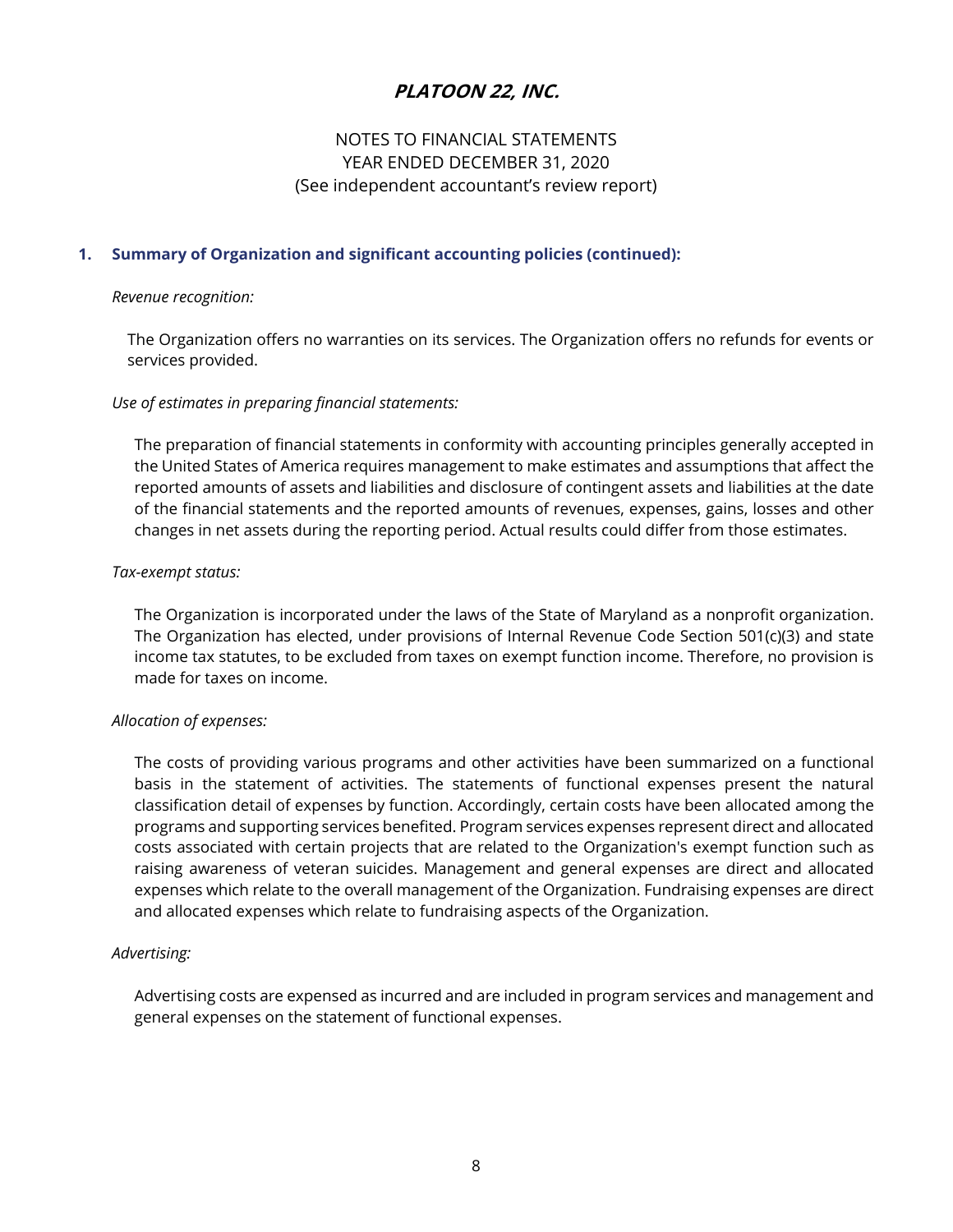# PLATOON 22, INC.

NOTES TO FINANCIAL STATEMENTS
YEAR ENDED DECEMBER 31, 2020
(See independent accountant's review report)

## 1. Summary of Organization and significant accounting policies (continued):

*Revenue recognition:*

The Organization offers no warranties on its services. The Organization offers no refunds for events or services provided.

*Use of estimates in preparing financial statements:*

The preparation of financial statements in conformity with accounting principles generally accepted in the United States of America requires management to make estimates and assumptions that affect the reported amounts of assets and liabilities and disclosure of contingent assets and liabilities at the date of the financial statements and the reported amounts of revenues, expenses, gains, losses and other changes in net assets during the reporting period. Actual results could differ from those estimates.

*Tax-exempt status:*

The Organization is incorporated under the laws of the State of Maryland as a nonprofit organization. The Organization has elected, under provisions of Internal Revenue Code Section 501(c)(3) and state income tax statutes, to be excluded from taxes on exempt function income. Therefore, no provision is made for taxes on income.

*Allocation of expenses:*

The costs of providing various programs and other activities have been summarized on a functional basis in the statement of activities. The statements of functional expenses present the natural classification detail of expenses by function. Accordingly, certain costs have been allocated among the programs and supporting services benefited. Program services expenses represent direct and allocated costs associated with certain projects that are related to the Organization's exempt function such as raising awareness of veteran suicides. Management and general expenses are direct and allocated expenses which relate to the overall management of the Organization. Fundraising expenses are direct and allocated expenses which relate to fundraising aspects of the Organization.

*Advertising:*

Advertising costs are expensed as incurred and are included in program services and management and general expenses on the statement of functional expenses.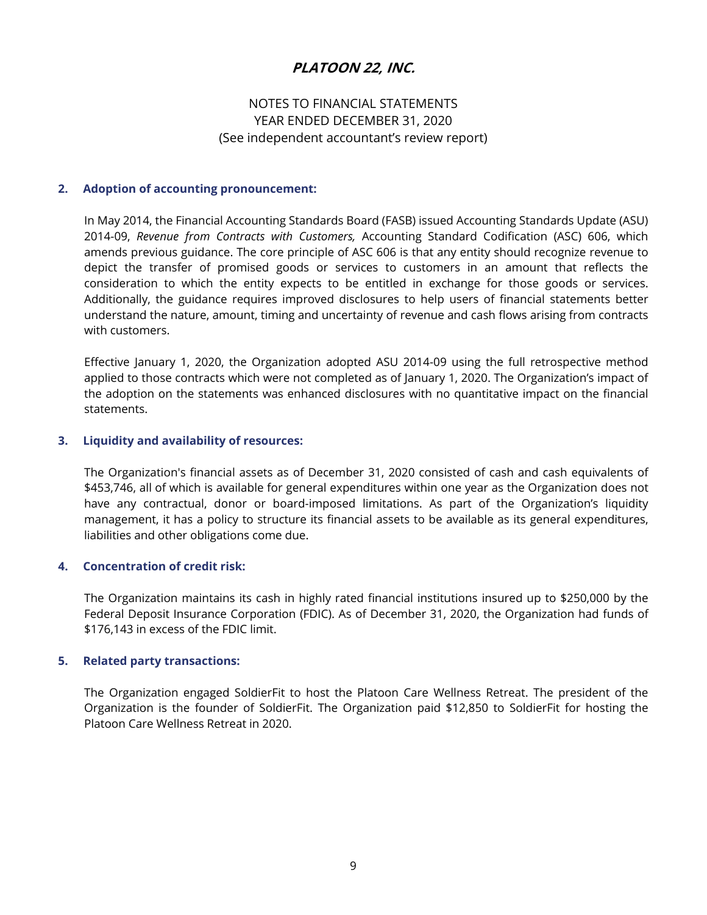# PLATOON 22, INC.

NOTES TO FINANCIAL STATEMENTS
YEAR ENDED DECEMBER 31, 2020
(See independent accountant's review report)

**2. Adoption of accounting pronouncement:**

In May 2014, the Financial Accounting Standards Board (FASB) issued Accounting Standards Update (ASU) 2014-09, *Revenue from Contracts with Customers,* Accounting Standard Codification (ASC) 606, which amends previous guidance. The core principle of ASC 606 is that any entity should recognize revenue to depict the transfer of promised goods or services to customers in an amount that reflects the consideration to which the entity expects to be entitled in exchange for those goods or services. Additionally, the guidance requires improved disclosures to help users of financial statements better understand the nature, amount, timing and uncertainty of revenue and cash flows arising from contracts with customers.

Effective January 1, 2020, the Organization adopted ASU 2014-09 using the full retrospective method applied to those contracts which were not completed as of January 1, 2020. The Organization's impact of the adoption on the statements was enhanced disclosures with no quantitative impact on the financial statements.

**3. Liquidity and availability of resources:**

The Organization's financial assets as of December 31, 2020 consisted of cash and cash equivalents of \$453,746, all of which is available for general expenditures within one year as the Organization does not have any contractual, donor or board-imposed limitations. As part of the Organization's liquidity management, it has a policy to structure its financial assets to be available as its general expenditures, liabilities and other obligations come due.

**4. Concentration of credit risk:**

The Organization maintains its cash in highly rated financial institutions insured up to \$250,000 by the Federal Deposit Insurance Corporation (FDIC). As of December 31, 2020, the Organization had funds of \$176,143 in excess of the FDIC limit.

**5. Related party transactions:**

The Organization engaged SoldierFit to host the Platoon Care Wellness Retreat. The president of the Organization is the founder of SoldierFit. The Organization paid \$12,850 to SoldierFit for hosting the Platoon Care Wellness Retreat in 2020.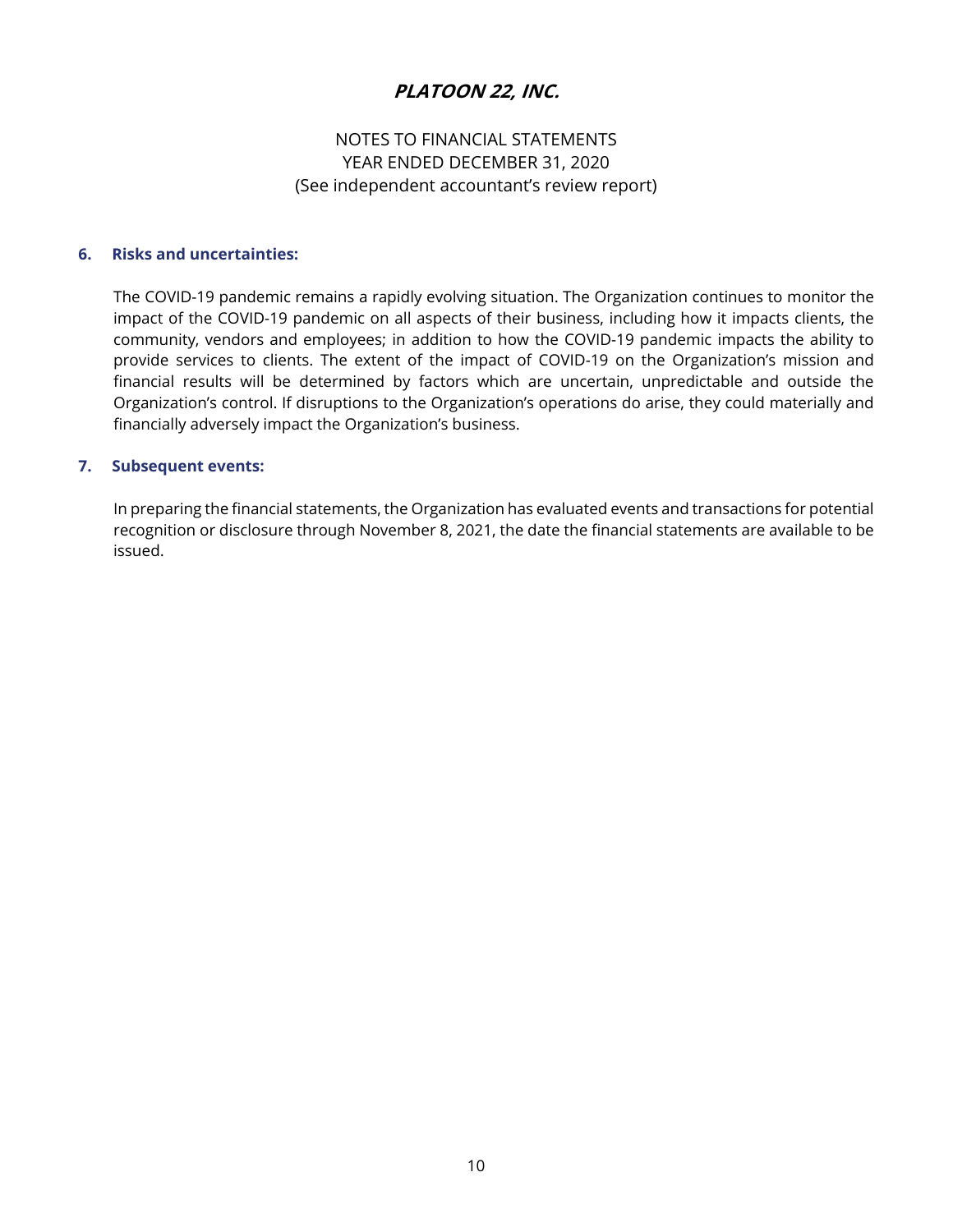# PLATOON 22, INC.

NOTES TO FINANCIAL STATEMENTS
YEAR ENDED DECEMBER 31, 2020
(See independent accountant's review report)

### 6. Risks and uncertainties:

The COVID-19 pandemic remains a rapidly evolving situation. The Organization continues to monitor the impact of the COVID-19 pandemic on all aspects of their business, including how it impacts clients, the community, vendors and employees; in addition to how the COVID-19 pandemic impacts the ability to provide services to clients. The extent of the impact of COVID-19 on the Organization's mission and financial results will be determined by factors which are uncertain, unpredictable and outside the Organization's control. If disruptions to the Organization's operations do arise, they could materially and financially adversely impact the Organization's business.

### 7. Subsequent events:

In preparing the financial statements, the Organization has evaluated events and transactions for potential recognition or disclosure through November 8, 2021, the date the financial statements are available to be issued.